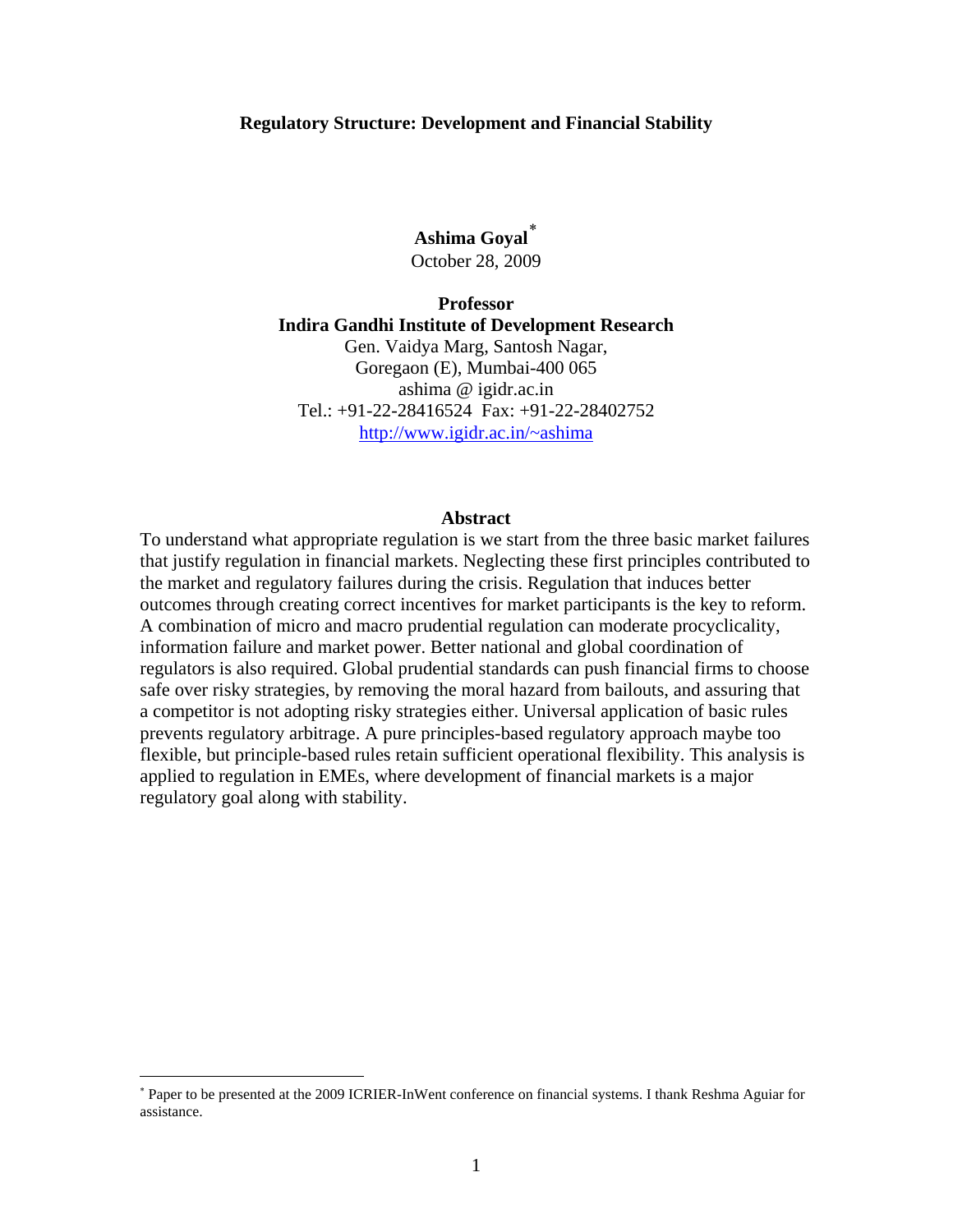# Regulatory Structure: Development and Financial Stability

**Ashima Goyal**[*]

October 28, 2009

**Professor**
**Indira Gandhi Institute of Development Research**
Gen. Vaidya Marg, Santosh Nagar,
Goregaon (E), Mumbai-400 065
ashima @ igidr.ac.in
Tel.: +91-22-28416524 Fax: +91-22-28402752
http://www.igidr.ac.in/~ashima

## Abstract

To understand what appropriate regulation is we start from the three basic market failures that justify regulation in financial markets. Neglecting these first principles contributed to the market and regulatory failures during the crisis. Regulation that induces better outcomes through creating correct incentives for market participants is the key to reform. A combination of micro and macro prudential regulation can moderate procyclicality, information failure and market power. Better national and global coordination of regulators is also required. Global prudential standards can push financial firms to choose safe over risky strategies, by removing the moral hazard from bailouts, and assuring that a competitor is not adopting risky strategies either. Universal application of basic rules prevents regulatory arbitrage. A pure principles-based regulatory approach maybe too flexible, but principle-based rules retain sufficient operational flexibility. This analysis is applied to regulation in EMEs, where development of financial markets is a major regulatory goal along with stability.

---

[*] Paper to be presented at the 2009 ICRIER-InWent conference on financial systems. I thank Reshma Aguiar for assistance.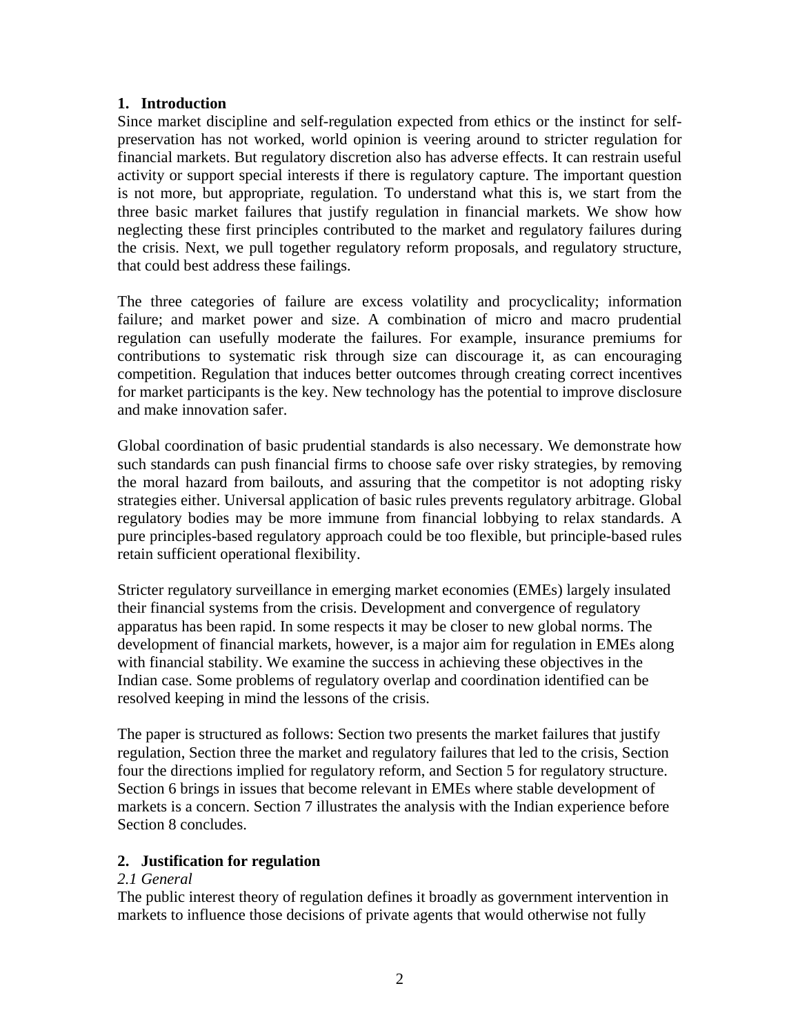## 1. Introduction

Since market discipline and self-regulation expected from ethics or the instinct for self-preservation has not worked, world opinion is veering around to stricter regulation for financial markets. But regulatory discretion also has adverse effects. It can restrain useful activity or support special interests if there is regulatory capture. The important question is not more, but appropriate, regulation. To understand what this is, we start from the three basic market failures that justify regulation in financial markets. We show how neglecting these first principles contributed to the market and regulatory failures during the crisis. Next, we pull together regulatory reform proposals, and regulatory structure, that could best address these failings.

The three categories of failure are excess volatility and procyclicality; information failure; and market power and size. A combination of micro and macro prudential regulation can usefully moderate the failures. For example, insurance premiums for contributions to systematic risk through size can discourage it, as can encouraging competition. Regulation that induces better outcomes through creating correct incentives for market participants is the key. New technology has the potential to improve disclosure and make innovation safer.

Global coordination of basic prudential standards is also necessary. We demonstrate how such standards can push financial firms to choose safe over risky strategies, by removing the moral hazard from bailouts, and assuring that the competitor is not adopting risky strategies either. Universal application of basic rules prevents regulatory arbitrage. Global regulatory bodies may be more immune from financial lobbying to relax standards. A pure principles-based regulatory approach could be too flexible, but principle-based rules retain sufficient operational flexibility.

Stricter regulatory surveillance in emerging market economies (EMEs) largely insulated their financial systems from the crisis. Development and convergence of regulatory apparatus has been rapid. In some respects it may be closer to new global norms. The development of financial markets, however, is a major aim for regulation in EMEs along with financial stability. We examine the success in achieving these objectives in the Indian case. Some problems of regulatory overlap and coordination identified can be resolved keeping in mind the lessons of the crisis.

The paper is structured as follows: Section two presents the market failures that justify regulation, Section three the market and regulatory failures that led to the crisis, Section four the directions implied for regulatory reform, and Section 5 for regulatory structure. Section 6 brings in issues that become relevant in EMEs where stable development of markets is a concern. Section 7 illustrates the analysis with the Indian experience before Section 8 concludes.

## 2. Justification for regulation

### *2.1 General*

The public interest theory of regulation defines it broadly as government intervention in markets to influence those decisions of private agents that would otherwise not fully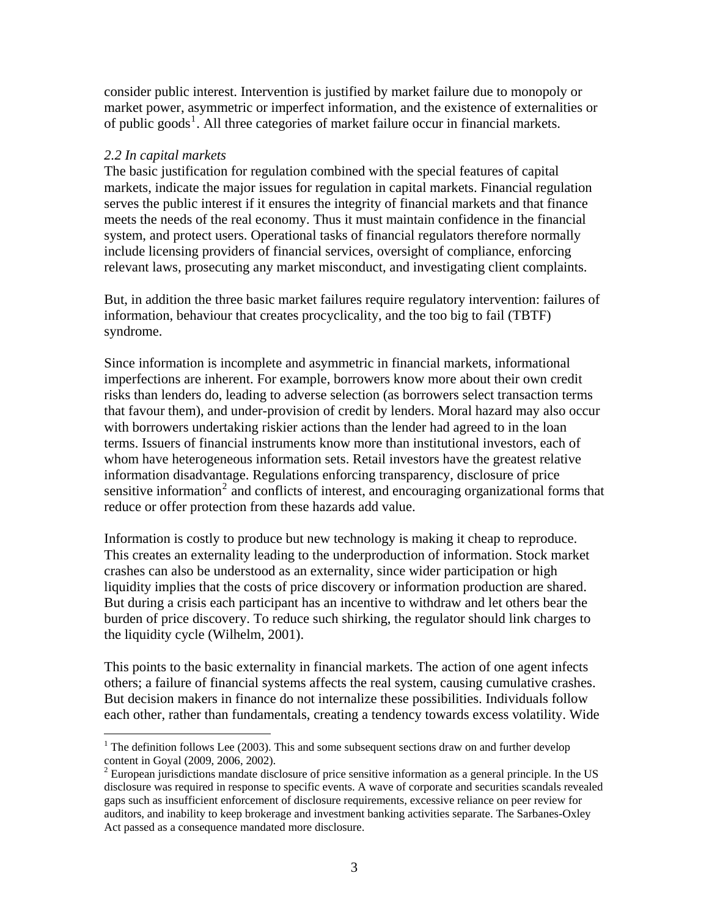consider public interest. Intervention is justified by market failure due to monopoly or market power, asymmetric or imperfect information, and the existence of externalities or of public goods[1]. All three categories of market failure occur in financial markets.

*2.2 In capital markets*

The basic justification for regulation combined with the special features of capital markets, indicate the major issues for regulation in capital markets. Financial regulation serves the public interest if it ensures the integrity of financial markets and that finance meets the needs of the real economy. Thus it must maintain confidence in the financial system, and protect users. Operational tasks of financial regulators therefore normally include licensing providers of financial services, oversight of compliance, enforcing relevant laws, prosecuting any market misconduct, and investigating client complaints.

But, in addition the three basic market failures require regulatory intervention: failures of information, behaviour that creates procyclicality, and the too big to fail (TBTF) syndrome.

Since information is incomplete and asymmetric in financial markets, informational imperfections are inherent. For example, borrowers know more about their own credit risks than lenders do, leading to adverse selection (as borrowers select transaction terms that favour them), and under-provision of credit by lenders. Moral hazard may also occur with borrowers undertaking riskier actions than the lender had agreed to in the loan terms. Issuers of financial instruments know more than institutional investors, each of whom have heterogeneous information sets. Retail investors have the greatest relative information disadvantage. Regulations enforcing transparency, disclosure of price sensitive information[2] and conflicts of interest, and encouraging organizational forms that reduce or offer protection from these hazards add value.

Information is costly to produce but new technology is making it cheap to reproduce. This creates an externality leading to the underproduction of information. Stock market crashes can also be understood as an externality, since wider participation or high liquidity implies that the costs of price discovery or information production are shared. But during a crisis each participant has an incentive to withdraw and let others bear the burden of price discovery. To reduce such shirking, the regulator should link charges to the liquidity cycle (Wilhelm, 2001).

This points to the basic externality in financial markets. The action of one agent infects others; a failure of financial systems affects the real system, causing cumulative crashes. But decision makers in finance do not internalize these possibilities. Individuals follow each other, rather than fundamentals, creating a tendency towards excess volatility. Wide

---

[1] The definition follows Lee (2003). This and some subsequent sections draw on and further develop content in Goyal (2009, 2006, 2002).

[2] European jurisdictions mandate disclosure of price sensitive information as a general principle. In the US disclosure was required in response to specific events. A wave of corporate and securities scandals revealed gaps such as insufficient enforcement of disclosure requirements, excessive reliance on peer review for auditors, and inability to keep brokerage and investment banking activities separate. The Sarbanes-Oxley Act passed as a consequence mandated more disclosure.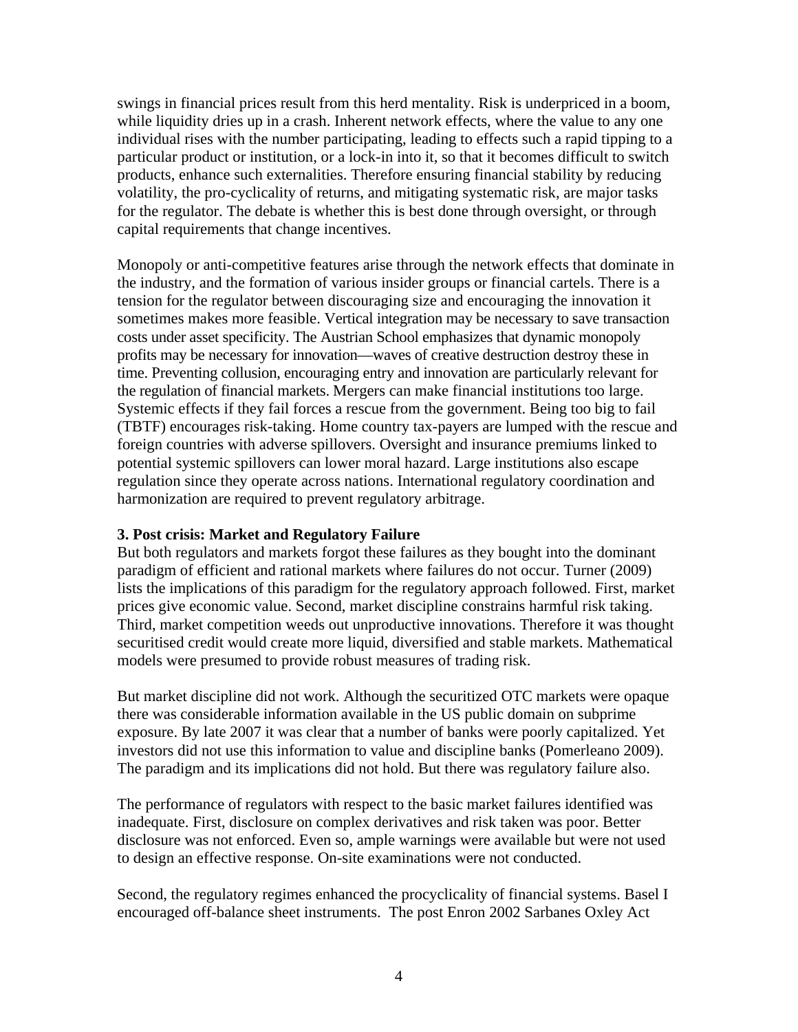swings in financial prices result from this herd mentality. Risk is underpriced in a boom, while liquidity dries up in a crash. Inherent network effects, where the value to any one individual rises with the number participating, leading to effects such a rapid tipping to a particular product or institution, or a lock-in into it, so that it becomes difficult to switch products, enhance such externalities. Therefore ensuring financial stability by reducing volatility, the pro-cyclicality of returns, and mitigating systematic risk, are major tasks for the regulator. The debate is whether this is best done through oversight, or through capital requirements that change incentives.

Monopoly or anti-competitive features arise through the network effects that dominate in the industry, and the formation of various insider groups or financial cartels. There is a tension for the regulator between discouraging size and encouraging the innovation it sometimes makes more feasible. Vertical integration may be necessary to save transaction costs under asset specificity. The Austrian School emphasizes that dynamic monopoly profits may be necessary for innovation—waves of creative destruction destroy these in time. Preventing collusion, encouraging entry and innovation are particularly relevant for the regulation of financial markets. Mergers can make financial institutions too large. Systemic effects if they fail forces a rescue from the government. Being too big to fail (TBTF) encourages risk-taking. Home country tax-payers are lumped with the rescue and foreign countries with adverse spillovers. Oversight and insurance premiums linked to potential systemic spillovers can lower moral hazard. Large institutions also escape regulation since they operate across nations. International regulatory coordination and harmonization are required to prevent regulatory arbitrage.

**3. Post crisis: Market and Regulatory Failure**

But both regulators and markets forgot these failures as they bought into the dominant paradigm of efficient and rational markets where failures do not occur. Turner (2009) lists the implications of this paradigm for the regulatory approach followed. First, market prices give economic value. Second, market discipline constrains harmful risk taking. Third, market competition weeds out unproductive innovations. Therefore it was thought securitised credit would create more liquid, diversified and stable markets. Mathematical models were presumed to provide robust measures of trading risk.

But market discipline did not work. Although the securitized OTC markets were opaque there was considerable information available in the US public domain on subprime exposure. By late 2007 it was clear that a number of banks were poorly capitalized. Yet investors did not use this information to value and discipline banks (Pomerleano 2009). The paradigm and its implications did not hold. But there was regulatory failure also.

The performance of regulators with respect to the basic market failures identified was inadequate. First, disclosure on complex derivatives and risk taken was poor. Better disclosure was not enforced. Even so, ample warnings were available but were not used to design an effective response. On-site examinations were not conducted.

Second, the regulatory regimes enhanced the procyclicality of financial systems. Basel I encouraged off-balance sheet instruments. The post Enron 2002 Sarbanes Oxley Act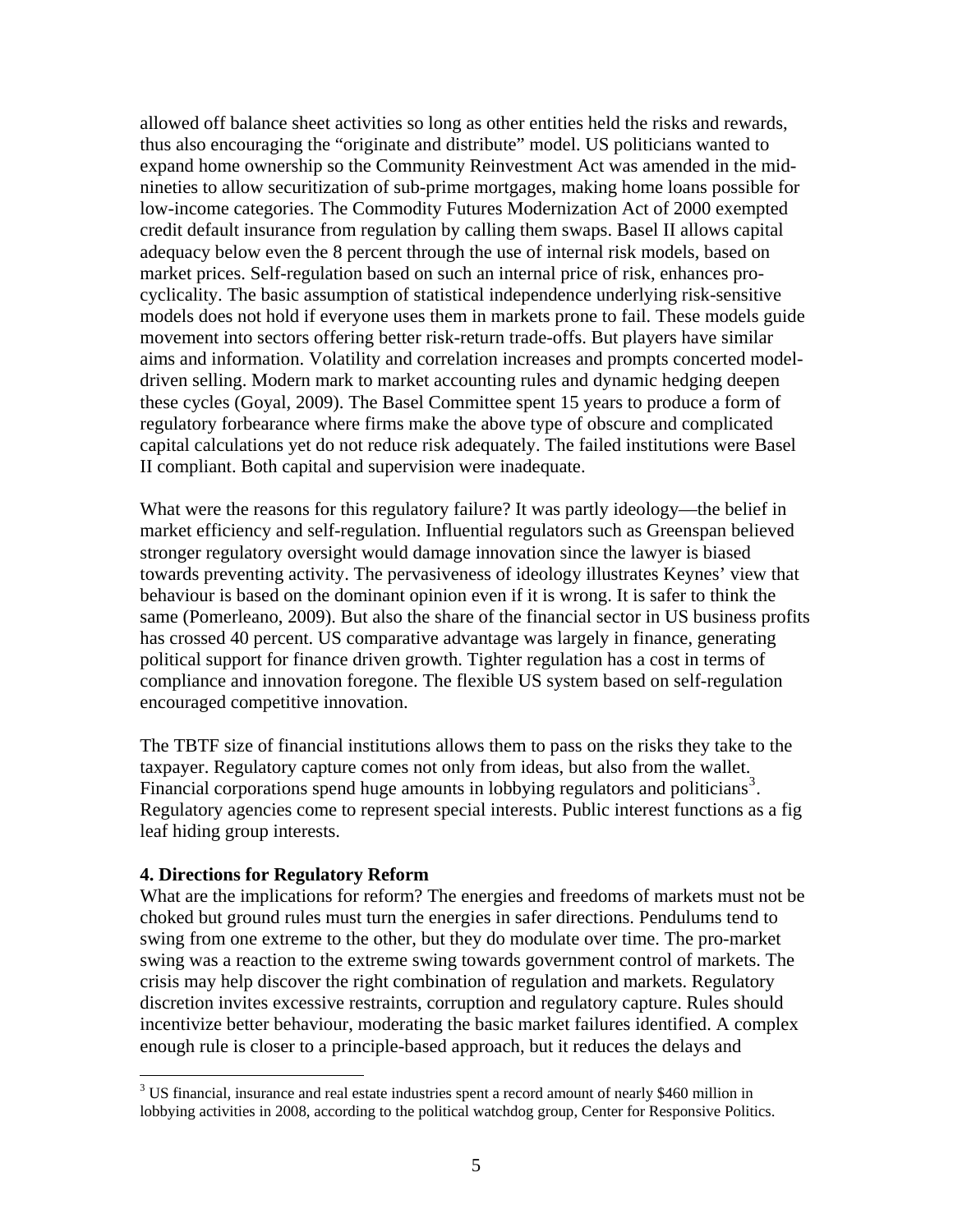allowed off balance sheet activities so long as other entities held the risks and rewards, thus also encouraging the "originate and distribute" model. US politicians wanted to expand home ownership so the Community Reinvestment Act was amended in the mid-nineties to allow securitization of sub-prime mortgages, making home loans possible for low-income categories. The Commodity Futures Modernization Act of 2000 exempted credit default insurance from regulation by calling them swaps. Basel II allows capital adequacy below even the 8 percent through the use of internal risk models, based on market prices. Self-regulation based on such an internal price of risk, enhances pro-cyclicality. The basic assumption of statistical independence underlying risk-sensitive models does not hold if everyone uses them in markets prone to fail. These models guide movement into sectors offering better risk-return trade-offs. But players have similar aims and information. Volatility and correlation increases and prompts concerted model-driven selling. Modern mark to market accounting rules and dynamic hedging deepen these cycles (Goyal, 2009). The Basel Committee spent 15 years to produce a form of regulatory forbearance where firms make the above type of obscure and complicated capital calculations yet do not reduce risk adequately. The failed institutions were Basel II compliant. Both capital and supervision were inadequate.

What were the reasons for this regulatory failure? It was partly ideology—the belief in market efficiency and self-regulation. Influential regulators such as Greenspan believed stronger regulatory oversight would damage innovation since the lawyer is biased towards preventing activity. The pervasiveness of ideology illustrates Keynes' view that behaviour is based on the dominant opinion even if it is wrong. It is safer to think the same (Pomerleano, 2009). But also the share of the financial sector in US business profits has crossed 40 percent. US comparative advantage was largely in finance, generating political support for finance driven growth. Tighter regulation has a cost in terms of compliance and innovation foregone. The flexible US system based on self-regulation encouraged competitive innovation.

The TBTF size of financial institutions allows them to pass on the risks they take to the taxpayer. Regulatory capture comes not only from ideas, but also from the wallet. Financial corporations spend huge amounts in lobbying regulators and politicians[3]. Regulatory agencies come to represent special interests. Public interest functions as a fig leaf hiding group interests.

## 4. Directions for Regulatory Reform

What are the implications for reform? The energies and freedoms of markets must not be choked but ground rules must turn the energies in safer directions. Pendulums tend to swing from one extreme to the other, but they do modulate over time. The pro-market swing was a reaction to the extreme swing towards government control of markets. The crisis may help discover the right combination of regulation and markets. Regulatory discretion invites excessive restraints, corruption and regulatory capture. Rules should incentivize better behaviour, moderating the basic market failures identified. A complex enough rule is closer to a principle-based approach, but it reduces the delays and

---

[3] US financial, insurance and real estate industries spent a record amount of nearly $460 million in lobbying activities in 2008, according to the political watchdog group, Center for Responsive Politics.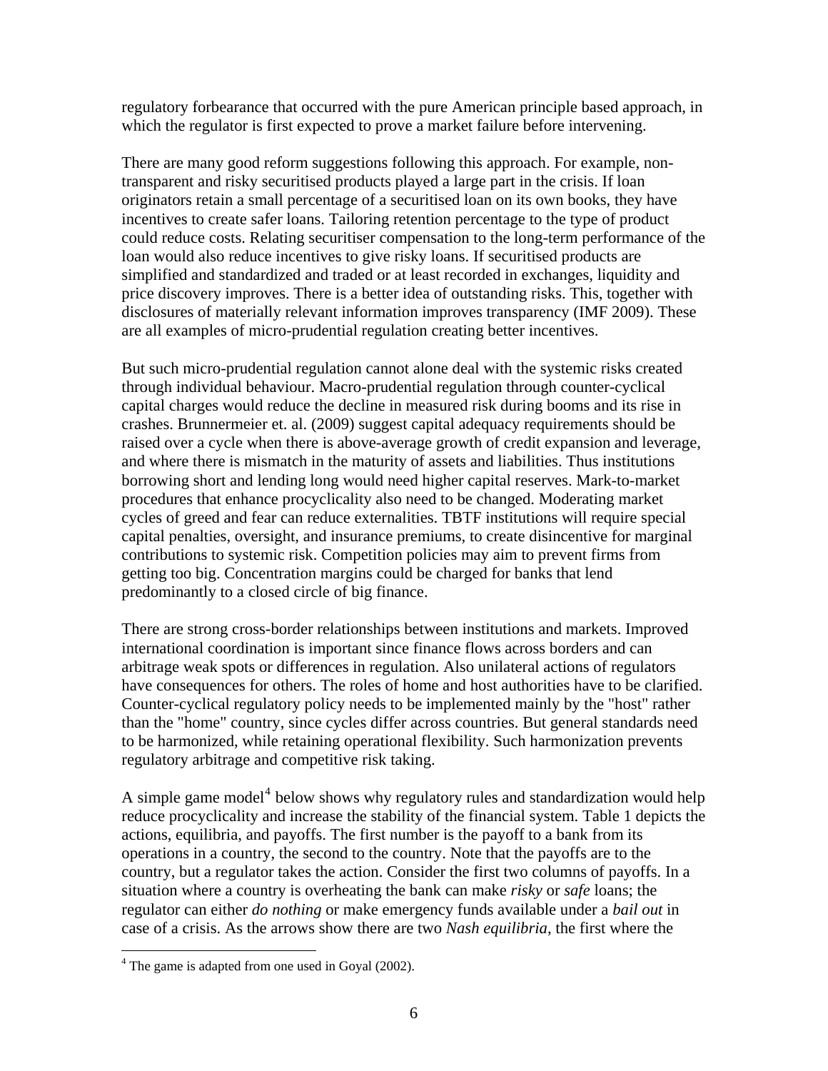regulatory forbearance that occurred with the pure American principle based approach, in which the regulator is first expected to prove a market failure before intervening.

There are many good reform suggestions following this approach. For example, non-transparent and risky securitised products played a large part in the crisis. If loan originators retain a small percentage of a securitised loan on its own books, they have incentives to create safer loans. Tailoring retention percentage to the type of product could reduce costs. Relating securitiser compensation to the long-term performance of the loan would also reduce incentives to give risky loans. If securitised products are simplified and standardized and traded or at least recorded in exchanges, liquidity and price discovery improves. There is a better idea of outstanding risks. This, together with disclosures of materially relevant information improves transparency (IMF 2009). These are all examples of micro-prudential regulation creating better incentives.

But such micro-prudential regulation cannot alone deal with the systemic risks created through individual behaviour. Macro-prudential regulation through counter-cyclical capital charges would reduce the decline in measured risk during booms and its rise in crashes. Brunnermeier et. al. (2009) suggest capital adequacy requirements should be raised over a cycle when there is above-average growth of credit expansion and leverage, and where there is mismatch in the maturity of assets and liabilities. Thus institutions borrowing short and lending long would need higher capital reserves. Mark-to-market procedures that enhance procyclicality also need to be changed. Moderating market cycles of greed and fear can reduce externalities. TBTF institutions will require special capital penalties, oversight, and insurance premiums, to create disincentive for marginal contributions to systemic risk. Competition policies may aim to prevent firms from getting too big. Concentration margins could be charged for banks that lend predominantly to a closed circle of big finance.

There are strong cross-border relationships between institutions and markets. Improved international coordination is important since finance flows across borders and can arbitrage weak spots or differences in regulation. Also unilateral actions of regulators have consequences for others. The roles of home and host authorities have to be clarified. Counter-cyclical regulatory policy needs to be implemented mainly by the "host" rather than the "home" country, since cycles differ across countries. But general standards need to be harmonized, while retaining operational flexibility. Such harmonization prevents regulatory arbitrage and competitive risk taking.

A simple game model[4] below shows why regulatory rules and standardization would help reduce procyclicality and increase the stability of the financial system. Table 1 depicts the actions, equilibria, and payoffs. The first number is the payoff to a bank from its operations in a country, the second to the country. Note that the payoffs are to the country, but a regulator takes the action. Consider the first two columns of payoffs. In a situation where a country is overheating the bank can make *risky* or *safe* loans; the regulator can either *do nothing* or make emergency funds available under a *bail out* in case of a crisis. As the arrows show there are two *Nash equilibria*, the first where the

[4] The game is adapted from one used in Goyal (2002).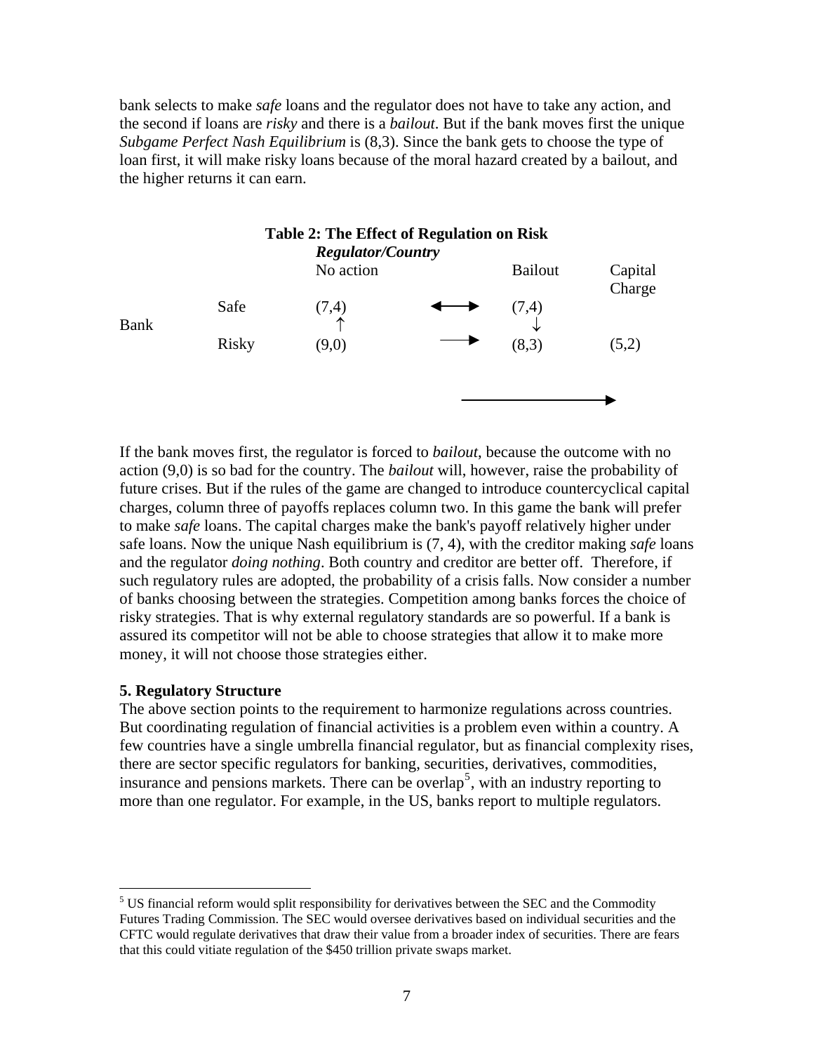bank selects to make *safe* loans and the regulator does not have to take any action, and the second if loans are *risky* and there is a *bailout*. But if the bank moves first the unique *Subgame Perfect Nash Equilibrium* is (8,3). Since the bank gets to choose the type of loan first, it will make risky loans because of the moral hazard created by a bailout, and the higher returns it can earn.

**Table 2: The Effect of Regulation on Risk**

| | | ***Regulator/Country*** | | | |
|---|---|---|---|---|---|
| | | No action | | Bailout | Capital Charge |
| Bank | Safe | (7,4) ↑ | ⟷ | (7,4) ↓ | |
| | Risky | (9,0) | ⟶ | (8,3) | (5,2) |

If the bank moves first, the regulator is forced to *bailout*, because the outcome with no action (9,0) is so bad for the country. The *bailout* will, however, raise the probability of future crises. But if the rules of the game are changed to introduce countercyclical capital charges, column three of payoffs replaces column two. In this game the bank will prefer to make *safe* loans. The capital charges make the bank's payoff relatively higher under safe loans. Now the unique Nash equilibrium is (7, 4), with the creditor making *safe* loans and the regulator *doing nothing*. Both country and creditor are better off. Therefore, if such regulatory rules are adopted, the probability of a crisis falls. Now consider a number of banks choosing between the strategies. Competition among banks forces the choice of risky strategies. That is why external regulatory standards are so powerful. If a bank is assured its competitor will not be able to choose strategies that allow it to make more money, it will not choose those strategies either.

### 5. Regulatory Structure

The above section points to the requirement to harmonize regulations across countries. But coordinating regulation of financial activities is a problem even within a country. A few countries have a single umbrella financial regulator, but as financial complexity rises, there are sector specific regulators for banking, securities, derivatives, commodities, insurance and pensions markets. There can be overlap[5], with an industry reporting to more than one regulator. For example, in the US, banks report to multiple regulators.

---

[5] US financial reform would split responsibility for derivatives between the SEC and the Commodity Futures Trading Commission. The SEC would oversee derivatives based on individual securities and the CFTC would regulate derivatives that draw their value from a broader index of securities. There are fears that this could vitiate regulation of the $450 trillion private swaps market.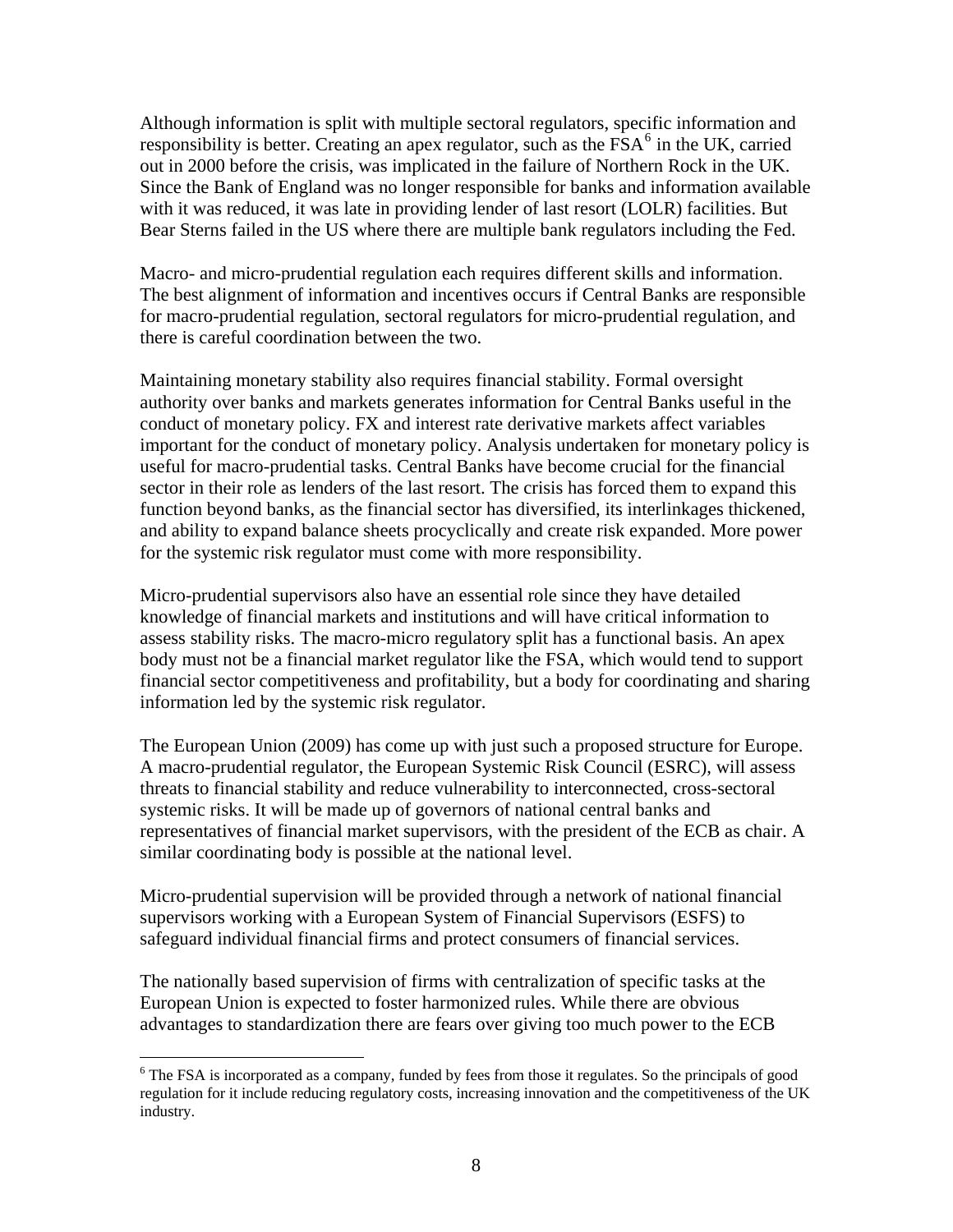Although information is split with multiple sectoral regulators, specific information and responsibility is better. Creating an apex regulator, such as the FSA[6] in the UK, carried out in 2000 before the crisis, was implicated in the failure of Northern Rock in the UK. Since the Bank of England was no longer responsible for banks and information available with it was reduced, it was late in providing lender of last resort (LOLR) facilities. But Bear Sterns failed in the US where there are multiple bank regulators including the Fed.

Macro- and micro-prudential regulation each requires different skills and information. The best alignment of information and incentives occurs if Central Banks are responsible for macro-prudential regulation, sectoral regulators for micro-prudential regulation, and there is careful coordination between the two.

Maintaining monetary stability also requires financial stability. Formal oversight authority over banks and markets generates information for Central Banks useful in the conduct of monetary policy. FX and interest rate derivative markets affect variables important for the conduct of monetary policy. Analysis undertaken for monetary policy is useful for macro-prudential tasks. Central Banks have become crucial for the financial sector in their role as lenders of the last resort. The crisis has forced them to expand this function beyond banks, as the financial sector has diversified, its interlinkages thickened, and ability to expand balance sheets procyclically and create risk expanded. More power for the systemic risk regulator must come with more responsibility.

Micro-prudential supervisors also have an essential role since they have detailed knowledge of financial markets and institutions and will have critical information to assess stability risks. The macro-micro regulatory split has a functional basis. An apex body must not be a financial market regulator like the FSA, which would tend to support financial sector competitiveness and profitability, but a body for coordinating and sharing information led by the systemic risk regulator.

The European Union (2009) has come up with just such a proposed structure for Europe. A macro-prudential regulator, the European Systemic Risk Council (ESRC), will assess threats to financial stability and reduce vulnerability to interconnected, cross-sectoral systemic risks. It will be made up of governors of national central banks and representatives of financial market supervisors, with the president of the ECB as chair. A similar coordinating body is possible at the national level.

Micro-prudential supervision will be provided through a network of national financial supervisors working with a European System of Financial Supervisors (ESFS) to safeguard individual financial firms and protect consumers of financial services.

The nationally based supervision of firms with centralization of specific tasks at the European Union is expected to foster harmonized rules. While there are obvious advantages to standardization there are fears over giving too much power to the ECB

---

[6] The FSA is incorporated as a company, funded by fees from those it regulates. So the principals of good regulation for it include reducing regulatory costs, increasing innovation and the competitiveness of the UK industry.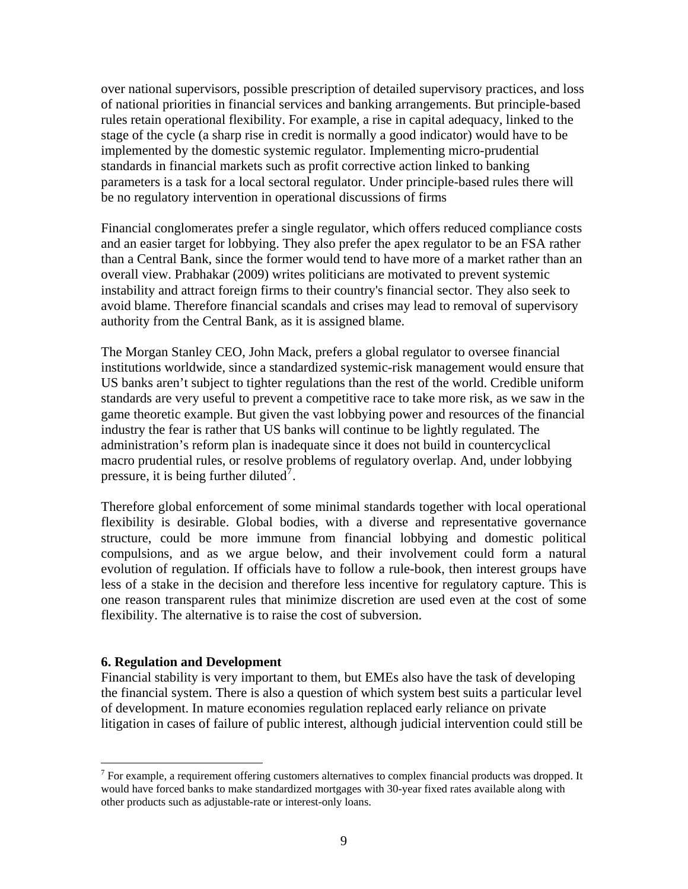over national supervisors, possible prescription of detailed supervisory practices, and loss of national priorities in financial services and banking arrangements. But principle-based rules retain operational flexibility. For example, a rise in capital adequacy, linked to the stage of the cycle (a sharp rise in credit is normally a good indicator) would have to be implemented by the domestic systemic regulator. Implementing micro-prudential standards in financial markets such as profit corrective action linked to banking parameters is a task for a local sectoral regulator. Under principle-based rules there will be no regulatory intervention in operational discussions of firms

Financial conglomerates prefer a single regulator, which offers reduced compliance costs and an easier target for lobbying. They also prefer the apex regulator to be an FSA rather than a Central Bank, since the former would tend to have more of a market rather than an overall view. Prabhakar (2009) writes politicians are motivated to prevent systemic instability and attract foreign firms to their country's financial sector. They also seek to avoid blame. Therefore financial scandals and crises may lead to removal of supervisory authority from the Central Bank, as it is assigned blame.

The Morgan Stanley CEO, John Mack, prefers a global regulator to oversee financial institutions worldwide, since a standardized systemic-risk management would ensure that US banks aren't subject to tighter regulations than the rest of the world. Credible uniform standards are very useful to prevent a competitive race to take more risk, as we saw in the game theoretic example. But given the vast lobbying power and resources of the financial industry the fear is rather that US banks will continue to be lightly regulated. The administration's reform plan is inadequate since it does not build in countercyclical macro prudential rules, or resolve problems of regulatory overlap. And, under lobbying pressure, it is being further diluted[7].

Therefore global enforcement of some minimal standards together with local operational flexibility is desirable. Global bodies, with a diverse and representative governance structure, could be more immune from financial lobbying and domestic political compulsions, and as we argue below, and their involvement could form a natural evolution of regulation. If officials have to follow a rule-book, then interest groups have less of a stake in the decision and therefore less incentive for regulatory capture. This is one reason transparent rules that minimize discretion are used even at the cost of some flexibility. The alternative is to raise the cost of subversion.

### 6. Regulation and Development

Financial stability is very important to them, but EMEs also have the task of developing the financial system. There is also a question of which system best suits a particular level of development. In mature economies regulation replaced early reliance on private litigation in cases of failure of public interest, although judicial intervention could still be

[7] For example, a requirement offering customers alternatives to complex financial products was dropped. It would have forced banks to make standardized mortgages with 30-year fixed rates available along with other products such as adjustable-rate or interest-only loans.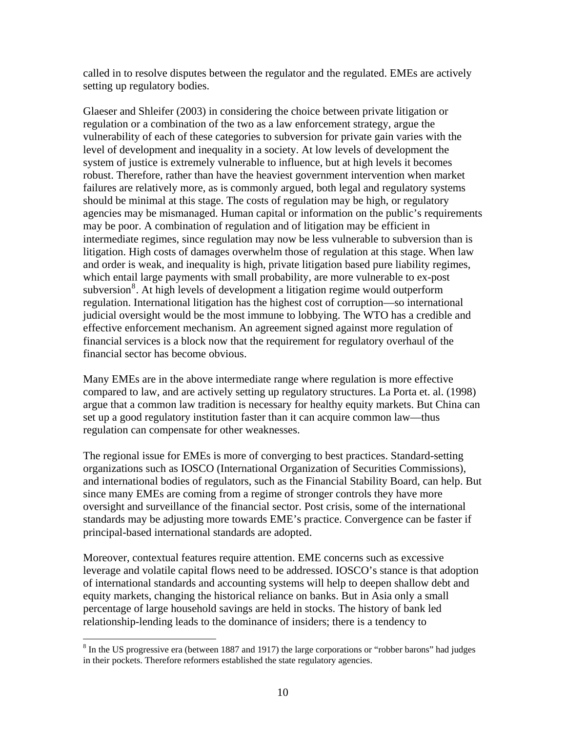called in to resolve disputes between the regulator and the regulated. EMEs are actively setting up regulatory bodies.

Glaeser and Shleifer (2003) in considering the choice between private litigation or regulation or a combination of the two as a law enforcement strategy, argue the vulnerability of each of these categories to subversion for private gain varies with the level of development and inequality in a society. At low levels of development the system of justice is extremely vulnerable to influence, but at high levels it becomes robust. Therefore, rather than have the heaviest government intervention when market failures are relatively more, as is commonly argued, both legal and regulatory systems should be minimal at this stage. The costs of regulation may be high, or regulatory agencies may be mismanaged. Human capital or information on the public's requirements may be poor. A combination of regulation and of litigation may be efficient in intermediate regimes, since regulation may now be less vulnerable to subversion than is litigation. High costs of damages overwhelm those of regulation at this stage. When law and order is weak, and inequality is high, private litigation based pure liability regimes, which entail large payments with small probability, are more vulnerable to ex-post subversion[8]. At high levels of development a litigation regime would outperform regulation. International litigation has the highest cost of corruption—so international judicial oversight would be the most immune to lobbying. The WTO has a credible and effective enforcement mechanism. An agreement signed against more regulation of financial services is a block now that the requirement for regulatory overhaul of the financial sector has become obvious.

Many EMEs are in the above intermediate range where regulation is more effective compared to law, and are actively setting up regulatory structures. La Porta et. al. (1998) argue that a common law tradition is necessary for healthy equity markets. But China can set up a good regulatory institution faster than it can acquire common law—thus regulation can compensate for other weaknesses.

The regional issue for EMEs is more of converging to best practices. Standard-setting organizations such as IOSCO (International Organization of Securities Commissions), and international bodies of regulators, such as the Financial Stability Board, can help. But since many EMEs are coming from a regime of stronger controls they have more oversight and surveillance of the financial sector. Post crisis, some of the international standards may be adjusting more towards EME's practice. Convergence can be faster if principal-based international standards are adopted.

Moreover, contextual features require attention. EME concerns such as excessive leverage and volatile capital flows need to be addressed. IOSCO's stance is that adoption of international standards and accounting systems will help to deepen shallow debt and equity markets, changing the historical reliance on banks. But in Asia only a small percentage of large household savings are held in stocks. The history of bank led relationship-lending leads to the dominance of insiders; there is a tendency to

[8] In the US progressive era (between 1887 and 1917) the large corporations or "robber barons" had judges in their pockets. Therefore reformers established the state regulatory agencies.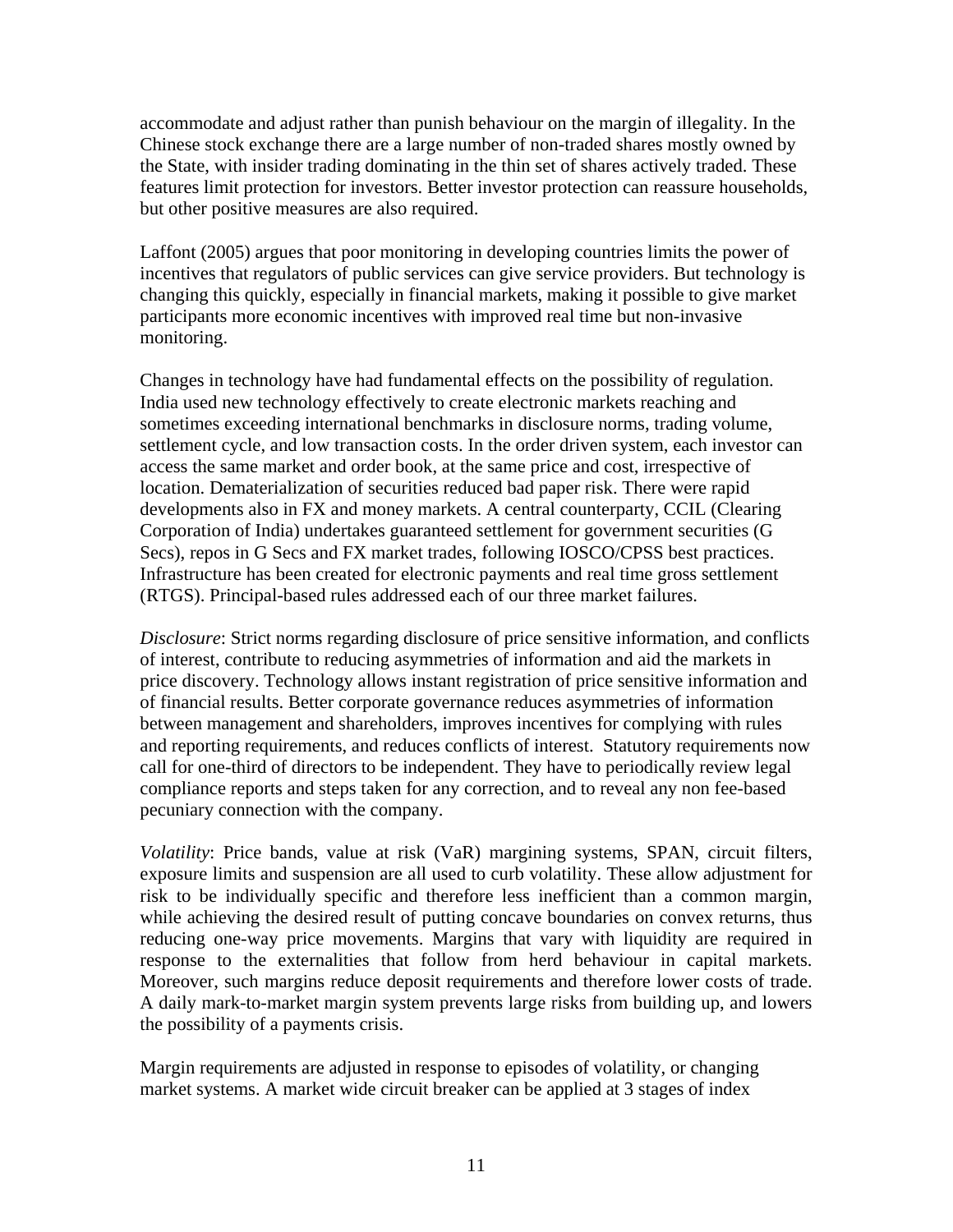accommodate and adjust rather than punish behaviour on the margin of illegality. In the Chinese stock exchange there are a large number of non-traded shares mostly owned by the State, with insider trading dominating in the thin set of shares actively traded. These features limit protection for investors. Better investor protection can reassure households, but other positive measures are also required.

Laffont (2005) argues that poor monitoring in developing countries limits the power of incentives that regulators of public services can give service providers. But technology is changing this quickly, especially in financial markets, making it possible to give market participants more economic incentives with improved real time but non-invasive monitoring.

Changes in technology have had fundamental effects on the possibility of regulation. India used new technology effectively to create electronic markets reaching and sometimes exceeding international benchmarks in disclosure norms, trading volume, settlement cycle, and low transaction costs. In the order driven system, each investor can access the same market and order book, at the same price and cost, irrespective of location. Dematerialization of securities reduced bad paper risk. There were rapid developments also in FX and money markets. A central counterparty, CCIL (Clearing Corporation of India) undertakes guaranteed settlement for government securities (G Secs), repos in G Secs and FX market trades, following IOSCO/CPSS best practices. Infrastructure has been created for electronic payments and real time gross settlement (RTGS). Principal-based rules addressed each of our three market failures.

*Disclosure*: Strict norms regarding disclosure of price sensitive information, and conflicts of interest, contribute to reducing asymmetries of information and aid the markets in price discovery. Technology allows instant registration of price sensitive information and of financial results. Better corporate governance reduces asymmetries of information between management and shareholders, improves incentives for complying with rules and reporting requirements, and reduces conflicts of interest. Statutory requirements now call for one-third of directors to be independent. They have to periodically review legal compliance reports and steps taken for any correction, and to reveal any non fee-based pecuniary connection with the company.

*Volatility*: Price bands, value at risk (VaR) margining systems, SPAN, circuit filters, exposure limits and suspension are all used to curb volatility. These allow adjustment for risk to be individually specific and therefore less inefficient than a common margin, while achieving the desired result of putting concave boundaries on convex returns, thus reducing one-way price movements. Margins that vary with liquidity are required in response to the externalities that follow from herd behaviour in capital markets. Moreover, such margins reduce deposit requirements and therefore lower costs of trade. A daily mark-to-market margin system prevents large risks from building up, and lowers the possibility of a payments crisis.

Margin requirements are adjusted in response to episodes of volatility, or changing market systems. A market wide circuit breaker can be applied at 3 stages of index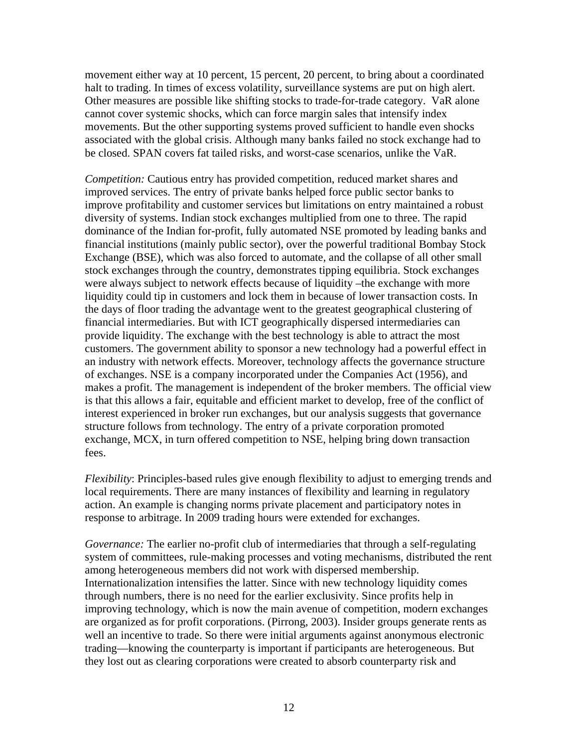movement either way at 10 percent, 15 percent, 20 percent, to bring about a coordinated halt to trading. In times of excess volatility, surveillance systems are put on high alert. Other measures are possible like shifting stocks to trade-for-trade category. VaR alone cannot cover systemic shocks, which can force margin sales that intensify index movements. But the other supporting systems proved sufficient to handle even shocks associated with the global crisis. Although many banks failed no stock exchange had to be closed. SPAN covers fat tailed risks, and worst-case scenarios, unlike the VaR.

*Competition:* Cautious entry has provided competition, reduced market shares and improved services. The entry of private banks helped force public sector banks to improve profitability and customer services but limitations on entry maintained a robust diversity of systems. Indian stock exchanges multiplied from one to three. The rapid dominance of the Indian for-profit, fully automated NSE promoted by leading banks and financial institutions (mainly public sector), over the powerful traditional Bombay Stock Exchange (BSE), which was also forced to automate, and the collapse of all other small stock exchanges through the country, demonstrates tipping equilibria. Stock exchanges were always subject to network effects because of liquidity –the exchange with more liquidity could tip in customers and lock them in because of lower transaction costs. In the days of floor trading the advantage went to the greatest geographical clustering of financial intermediaries. But with ICT geographically dispersed intermediaries can provide liquidity. The exchange with the best technology is able to attract the most customers. The government ability to sponsor a new technology had a powerful effect in an industry with network effects. Moreover, technology affects the governance structure of exchanges. NSE is a company incorporated under the Companies Act (1956), and makes a profit. The management is independent of the broker members. The official view is that this allows a fair, equitable and efficient market to develop, free of the conflict of interest experienced in broker run exchanges, but our analysis suggests that governance structure follows from technology. The entry of a private corporation promoted exchange, MCX, in turn offered competition to NSE, helping bring down transaction fees.

*Flexibility*: Principles-based rules give enough flexibility to adjust to emerging trends and local requirements. There are many instances of flexibility and learning in regulatory action. An example is changing norms private placement and participatory notes in response to arbitrage. In 2009 trading hours were extended for exchanges.

*Governance:* The earlier no-profit club of intermediaries that through a self-regulating system of committees, rule-making processes and voting mechanisms, distributed the rent among heterogeneous members did not work with dispersed membership. Internationalization intensifies the latter. Since with new technology liquidity comes through numbers, there is no need for the earlier exclusivity. Since profits help in improving technology, which is now the main avenue of competition, modern exchanges are organized as for profit corporations. (Pirrong, 2003). Insider groups generate rents as well an incentive to trade. So there were initial arguments against anonymous electronic trading—knowing the counterparty is important if participants are heterogeneous. But they lost out as clearing corporations were created to absorb counterparty risk and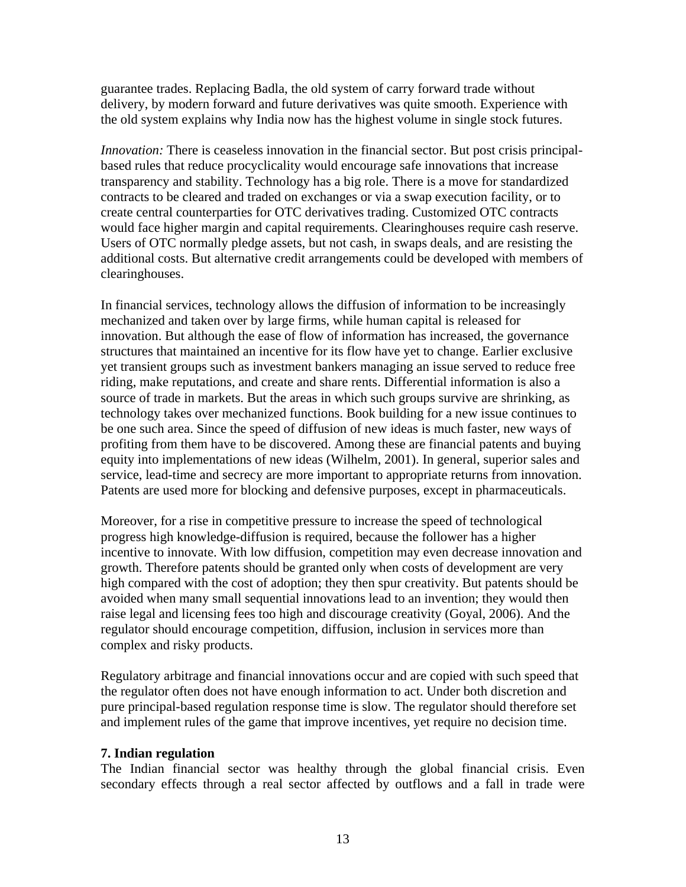guarantee trades. Replacing Badla, the old system of carry forward trade without delivery, by modern forward and future derivatives was quite smooth. Experience with the old system explains why India now has the highest volume in single stock futures.

*Innovation:* There is ceaseless innovation in the financial sector. But post crisis principal-based rules that reduce procyclicality would encourage safe innovations that increase transparency and stability. Technology has a big role. There is a move for standardized contracts to be cleared and traded on exchanges or via a swap execution facility, or to create central counterparties for OTC derivatives trading. Customized OTC contracts would face higher margin and capital requirements. Clearinghouses require cash reserve. Users of OTC normally pledge assets, but not cash, in swaps deals, and are resisting the additional costs. But alternative credit arrangements could be developed with members of clearinghouses.

In financial services, technology allows the diffusion of information to be increasingly mechanized and taken over by large firms, while human capital is released for innovation. But although the ease of flow of information has increased, the governance structures that maintained an incentive for its flow have yet to change. Earlier exclusive yet transient groups such as investment bankers managing an issue served to reduce free riding, make reputations, and create and share rents. Differential information is also a source of trade in markets. But the areas in which such groups survive are shrinking, as technology takes over mechanized functions. Book building for a new issue continues to be one such area. Since the speed of diffusion of new ideas is much faster, new ways of profiting from them have to be discovered. Among these are financial patents and buying equity into implementations of new ideas (Wilhelm, 2001). In general, superior sales and service, lead-time and secrecy are more important to appropriate returns from innovation. Patents are used more for blocking and defensive purposes, except in pharmaceuticals.

Moreover, for a rise in competitive pressure to increase the speed of technological progress high knowledge-diffusion is required, because the follower has a higher incentive to innovate. With low diffusion, competition may even decrease innovation and growth. Therefore patents should be granted only when costs of development are very high compared with the cost of adoption; they then spur creativity. But patents should be avoided when many small sequential innovations lead to an invention; they would then raise legal and licensing fees too high and discourage creativity (Goyal, 2006). And the regulator should encourage competition, diffusion, inclusion in services more than complex and risky products.

Regulatory arbitrage and financial innovations occur and are copied with such speed that the regulator often does not have enough information to act. Under both discretion and pure principal-based regulation response time is slow. The regulator should therefore set and implement rules of the game that improve incentives, yet require no decision time.

## 7. Indian regulation

The Indian financial sector was healthy through the global financial crisis. Even secondary effects through a real sector affected by outflows and a fall in trade were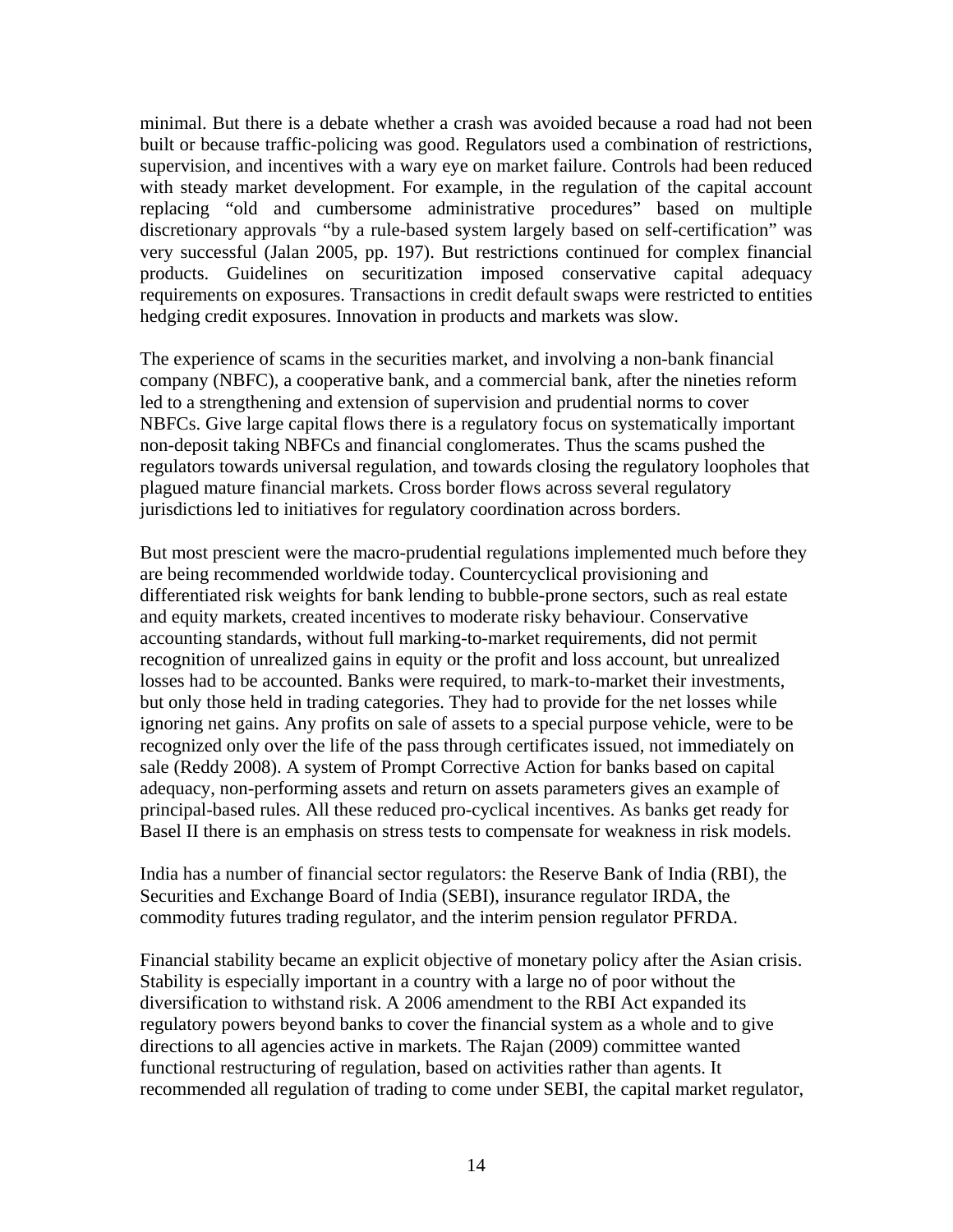minimal. But there is a debate whether a crash was avoided because a road had not been built or because traffic-policing was good. Regulators used a combination of restrictions, supervision, and incentives with a wary eye on market failure. Controls had been reduced with steady market development. For example, in the regulation of the capital account replacing "old and cumbersome administrative procedures" based on multiple discretionary approvals "by a rule-based system largely based on self-certification" was very successful (Jalan 2005, pp. 197). But restrictions continued for complex financial products. Guidelines on securitization imposed conservative capital adequacy requirements on exposures. Transactions in credit default swaps were restricted to entities hedging credit exposures. Innovation in products and markets was slow.

The experience of scams in the securities market, and involving a non-bank financial company (NBFC), a cooperative bank, and a commercial bank, after the nineties reform led to a strengthening and extension of supervision and prudential norms to cover NBFCs. Give large capital flows there is a regulatory focus on systematically important non-deposit taking NBFCs and financial conglomerates. Thus the scams pushed the regulators towards universal regulation, and towards closing the regulatory loopholes that plagued mature financial markets. Cross border flows across several regulatory jurisdictions led to initiatives for regulatory coordination across borders.

But most prescient were the macro-prudential regulations implemented much before they are being recommended worldwide today. Countercyclical provisioning and differentiated risk weights for bank lending to bubble-prone sectors, such as real estate and equity markets, created incentives to moderate risky behaviour. Conservative accounting standards, without full marking-to-market requirements, did not permit recognition of unrealized gains in equity or the profit and loss account, but unrealized losses had to be accounted. Banks were required, to mark-to-market their investments, but only those held in trading categories. They had to provide for the net losses while ignoring net gains. Any profits on sale of assets to a special purpose vehicle, were to be recognized only over the life of the pass through certificates issued, not immediately on sale (Reddy 2008). A system of Prompt Corrective Action for banks based on capital adequacy, non-performing assets and return on assets parameters gives an example of principal-based rules. All these reduced pro-cyclical incentives. As banks get ready for Basel II there is an emphasis on stress tests to compensate for weakness in risk models.

India has a number of financial sector regulators: the Reserve Bank of India (RBI), the Securities and Exchange Board of India (SEBI), insurance regulator IRDA, the commodity futures trading regulator, and the interim pension regulator PFRDA.

Financial stability became an explicit objective of monetary policy after the Asian crisis. Stability is especially important in a country with a large no of poor without the diversification to withstand risk. A 2006 amendment to the RBI Act expanded its regulatory powers beyond banks to cover the financial system as a whole and to give directions to all agencies active in markets. The Rajan (2009) committee wanted functional restructuring of regulation, based on activities rather than agents. It recommended all regulation of trading to come under SEBI, the capital market regulator,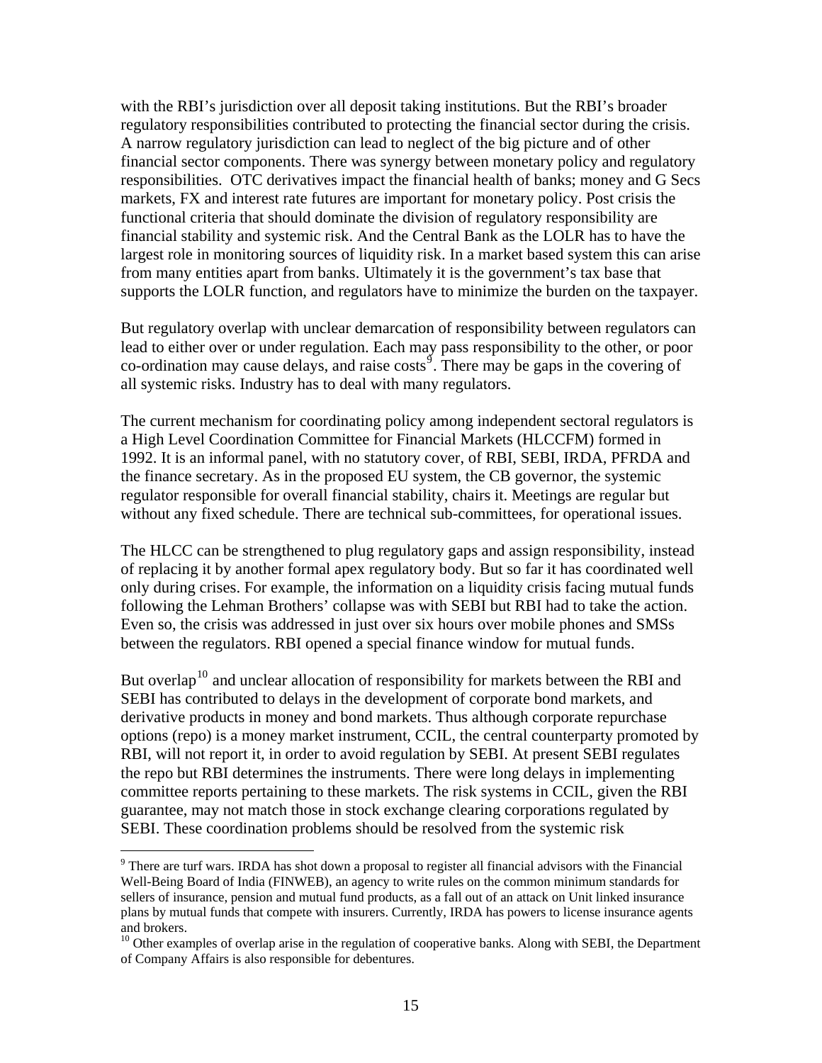with the RBI's jurisdiction over all deposit taking institutions. But the RBI's broader regulatory responsibilities contributed to protecting the financial sector during the crisis. A narrow regulatory jurisdiction can lead to neglect of the big picture and of other financial sector components. There was synergy between monetary policy and regulatory responsibilities. OTC derivatives impact the financial health of banks; money and G Secs markets, FX and interest rate futures are important for monetary policy. Post crisis the functional criteria that should dominate the division of regulatory responsibility are financial stability and systemic risk. And the Central Bank as the LOLR has to have the largest role in monitoring sources of liquidity risk. In a market based system this can arise from many entities apart from banks. Ultimately it is the government's tax base that supports the LOLR function, and regulators have to minimize the burden on the taxpayer.

But regulatory overlap with unclear demarcation of responsibility between regulators can lead to either over or under regulation. Each may pass responsibility to the other, or poor co-ordination may cause delays, and raise costs[9]. There may be gaps in the covering of all systemic risks. Industry has to deal with many regulators.

The current mechanism for coordinating policy among independent sectoral regulators is a High Level Coordination Committee for Financial Markets (HLCCFM) formed in 1992. It is an informal panel, with no statutory cover, of RBI, SEBI, IRDA, PFRDA and the finance secretary. As in the proposed EU system, the CB governor, the systemic regulator responsible for overall financial stability, chairs it. Meetings are regular but without any fixed schedule. There are technical sub-committees, for operational issues.

The HLCC can be strengthened to plug regulatory gaps and assign responsibility, instead of replacing it by another formal apex regulatory body. But so far it has coordinated well only during crises. For example, the information on a liquidity crisis facing mutual funds following the Lehman Brothers' collapse was with SEBI but RBI had to take the action. Even so, the crisis was addressed in just over six hours over mobile phones and SMSs between the regulators. RBI opened a special finance window for mutual funds.

But overlap[10] and unclear allocation of responsibility for markets between the RBI and SEBI has contributed to delays in the development of corporate bond markets, and derivative products in money and bond markets. Thus although corporate repurchase options (repo) is a money market instrument, CCIL, the central counterparty promoted by RBI, will not report it, in order to avoid regulation by SEBI. At present SEBI regulates the repo but RBI determines the instruments. There were long delays in implementing committee reports pertaining to these markets. The risk systems in CCIL, given the RBI guarantee, may not match those in stock exchange clearing corporations regulated by SEBI. These coordination problems should be resolved from the systemic risk

---

[9] There are turf wars. IRDA has shot down a proposal to register all financial advisors with the Financial Well-Being Board of India (FINWEB), an agency to write rules on the common minimum standards for sellers of insurance, pension and mutual fund products, as a fall out of an attack on Unit linked insurance plans by mutual funds that compete with insurers. Currently, IRDA has powers to license insurance agents and brokers.

[10] Other examples of overlap arise in the regulation of cooperative banks. Along with SEBI, the Department of Company Affairs is also responsible for debentures.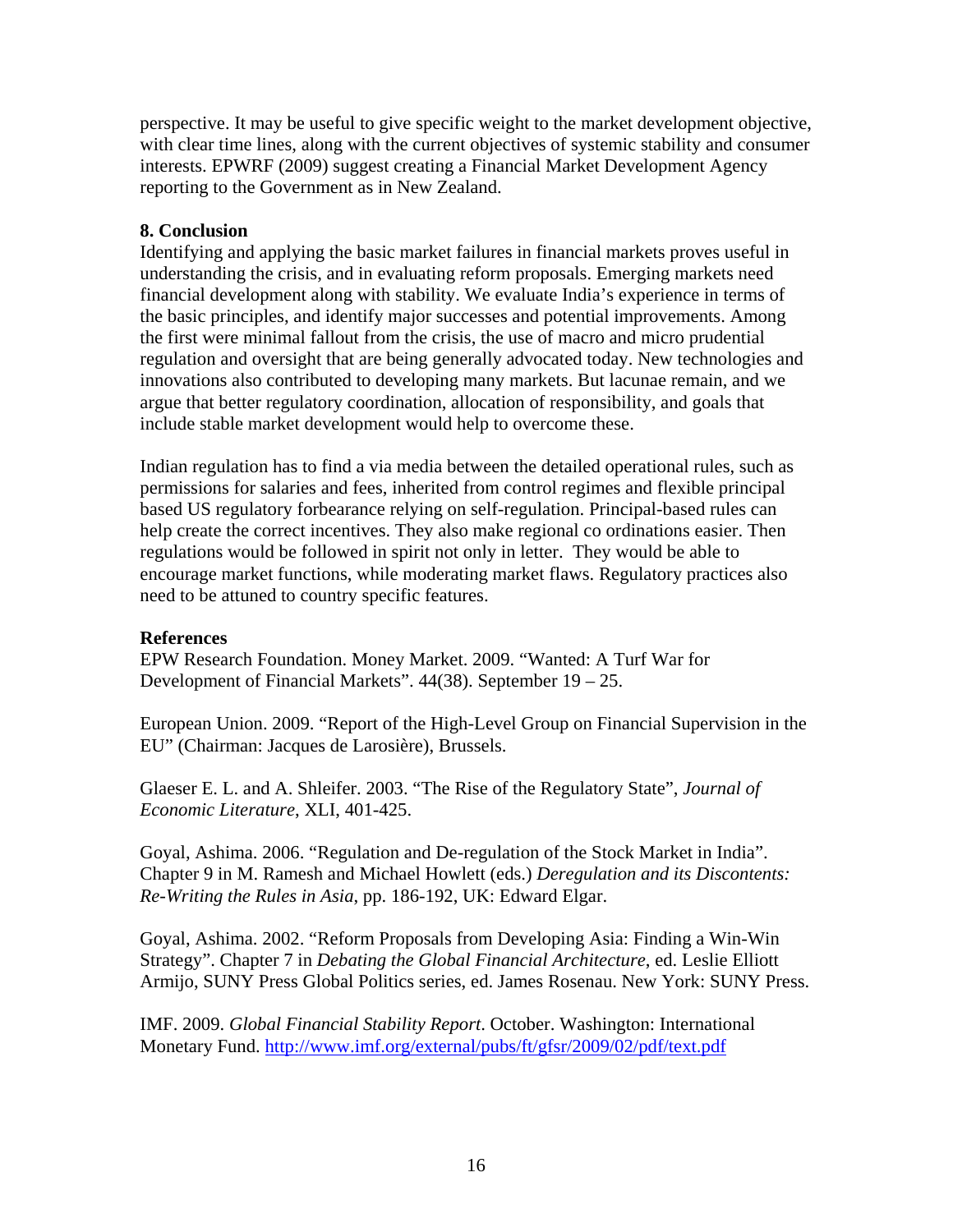perspective. It may be useful to give specific weight to the market development objective, with clear time lines, along with the current objectives of systemic stability and consumer interests. EPWRF (2009) suggest creating a Financial Market Development Agency reporting to the Government as in New Zealand.

## 8. Conclusion

Identifying and applying the basic market failures in financial markets proves useful in understanding the crisis, and in evaluating reform proposals. Emerging markets need financial development along with stability. We evaluate India's experience in terms of the basic principles, and identify major successes and potential improvements. Among the first were minimal fallout from the crisis, the use of macro and micro prudential regulation and oversight that are being generally advocated today. New technologies and innovations also contributed to developing many markets. But lacunae remain, and we argue that better regulatory coordination, allocation of responsibility, and goals that include stable market development would help to overcome these.

Indian regulation has to find a via media between the detailed operational rules, such as permissions for salaries and fees, inherited from control regimes and flexible principal based US regulatory forbearance relying on self-regulation. Principal-based rules can help create the correct incentives. They also make regional co ordinations easier. Then regulations would be followed in spirit not only in letter. They would be able to encourage market functions, while moderating market flaws. Regulatory practices also need to be attuned to country specific features.

## References

EPW Research Foundation. Money Market. 2009. "Wanted: A Turf War for Development of Financial Markets". 44(38). September 19 – 25.

European Union. 2009. "Report of the High-Level Group on Financial Supervision in the EU" (Chairman: Jacques de Larosière), Brussels.

Glaeser E. L. and A. Shleifer. 2003. "The Rise of the Regulatory State", *Journal of Economic Literature*, XLI, 401-425.

Goyal, Ashima. 2006. "Regulation and De-regulation of the Stock Market in India". Chapter 9 in M. Ramesh and Michael Howlett (eds.) *Deregulation and its Discontents: Re-Writing the Rules in Asia*, pp. 186-192, UK: Edward Elgar.

Goyal, Ashima. 2002. "Reform Proposals from Developing Asia: Finding a Win-Win Strategy". Chapter 7 in *Debating the Global Financial Architecture*, ed. Leslie Elliott Armijo, SUNY Press Global Politics series, ed. James Rosenau. New York: SUNY Press.

IMF. 2009. *Global Financial Stability Report*. October. Washington: International Monetary Fund. http://www.imf.org/external/pubs/ft/gfsr/2009/02/pdf/text.pdf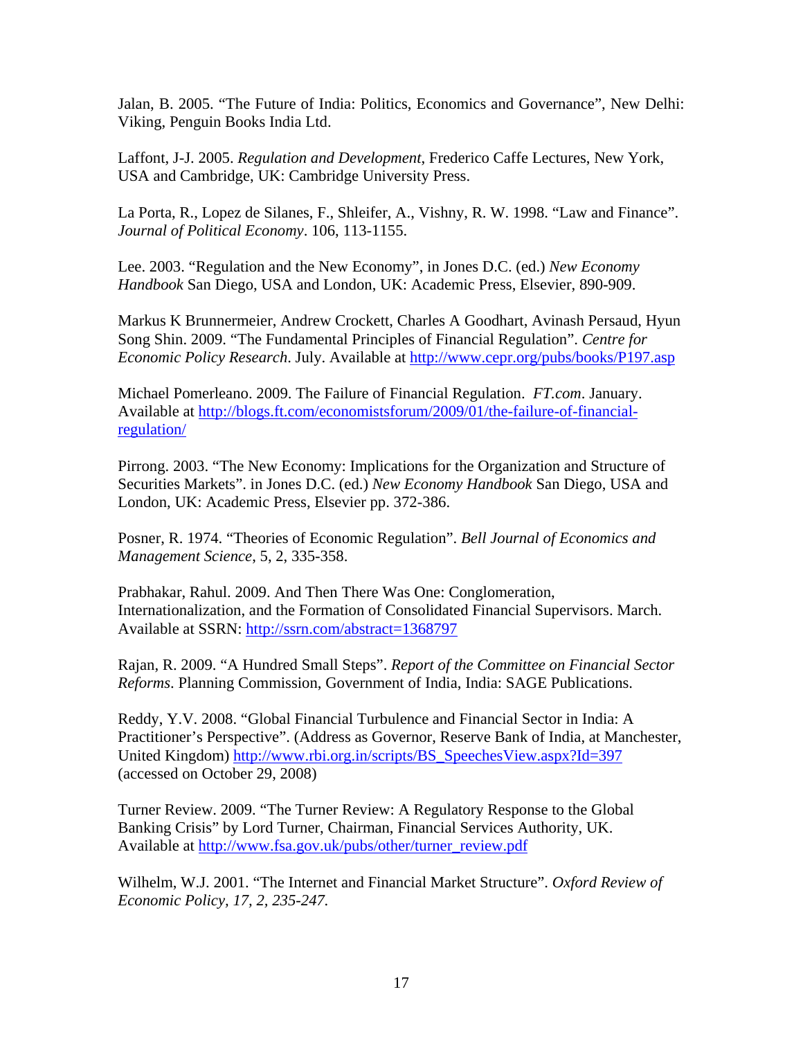Jalan, B. 2005. “The Future of India: Politics, Economics and Governance”, New Delhi: Viking, Penguin Books India Ltd.

Laffont, J-J. 2005. *Regulation and Development*, Frederico Caffe Lectures, New York, USA and Cambridge, UK: Cambridge University Press.

La Porta, R., Lopez de Silanes, F., Shleifer, A., Vishny, R. W. 1998. “Law and Finance”. *Journal of Political Economy*. 106, 113-1155.

Lee. 2003. “Regulation and the New Economy”, in Jones D.C. (ed.) *New Economy Handbook* San Diego, USA and London, UK: Academic Press, Elsevier, 890-909.

Markus K Brunnermeier, Andrew Crockett, Charles A Goodhart, Avinash Persaud, Hyun Song Shin. 2009. “The Fundamental Principles of Financial Regulation”. *Centre for Economic Policy Research*. July. Available at http://www.cepr.org/pubs/books/P197.asp

Michael Pomerleano. 2009. The Failure of Financial Regulation. *FT.com*. January. Available at http://blogs.ft.com/economistsforum/2009/01/the-failure-of-financial-regulation/

Pirrong. 2003. “The New Economy: Implications for the Organization and Structure of Securities Markets”. in Jones D.C. (ed.) *New Economy Handbook* San Diego, USA and London, UK: Academic Press, Elsevier pp. 372-386.

Posner, R. 1974. “Theories of Economic Regulation”. *Bell Journal of Economics and Management Science*, 5, 2, 335-358.

Prabhakar, Rahul. 2009. And Then There Was One: Conglomeration, Internationalization, and the Formation of Consolidated Financial Supervisors. March. Available at SSRN: http://ssrn.com/abstract=1368797

Rajan, R. 2009. “A Hundred Small Steps”. *Report of the Committee on Financial Sector Reforms*. Planning Commission, Government of India, India: SAGE Publications.

Reddy, Y.V. 2008. “Global Financial Turbulence and Financial Sector in India: A Practitioner’s Perspective”. (Address as Governor, Reserve Bank of India, at Manchester, United Kingdom) http://www.rbi.org.in/scripts/BS_SpeechesView.aspx?Id=397 (accessed on October 29, 2008)

Turner Review. 2009. “The Turner Review: A Regulatory Response to the Global Banking Crisis” by Lord Turner, Chairman, Financial Services Authority, UK. Available at http://www.fsa.gov.uk/pubs/other/turner_review.pdf

Wilhelm, W.J. 2001. “The Internet and Financial Market Structure”. *Oxford Review of Economic Policy, 17, 2, 235-247.*